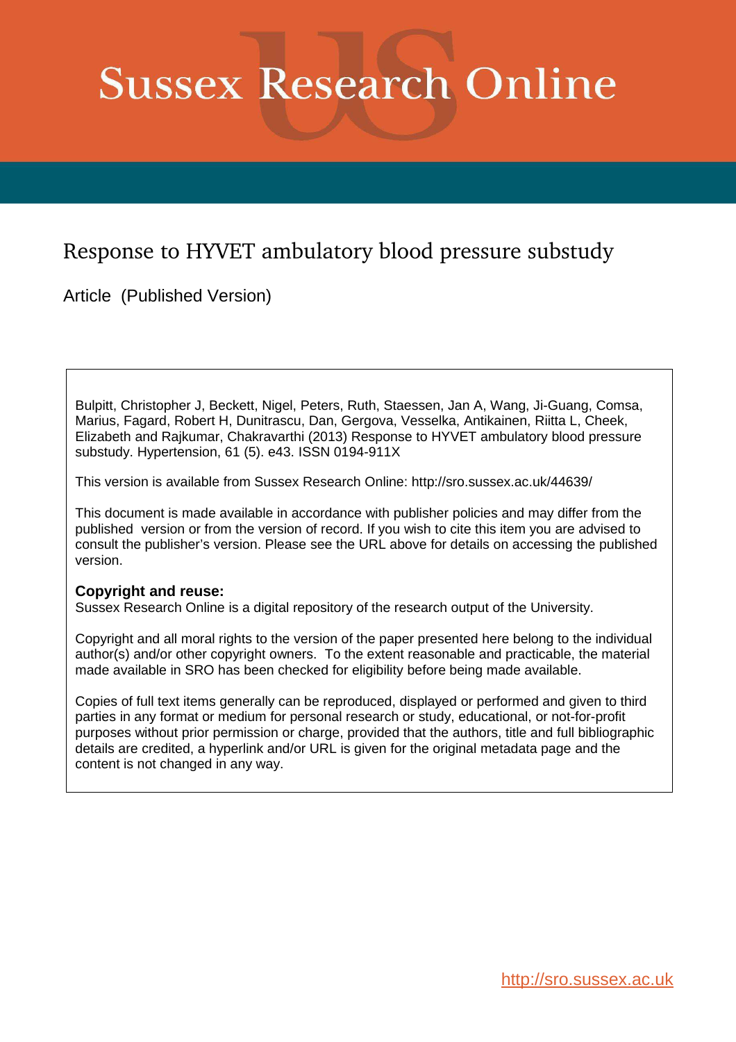# Sussex Research Online

## Response to HYVET ambulatory blood pressure substudy

Article (Published Version)

Bulpitt, Christopher J, Beckett, Nigel, Peters, Ruth, Staessen, Jan A, Wang, Ji-Guang, Comsa, Marius, Fagard, Robert H, Dunitrascu, Dan, Gergova, Vesselka, Antikainen, Riitta L, Cheek, Elizabeth and Rajkumar, Chakravarthi (2013) Response to HYVET ambulatory blood pressure substudy. Hypertension, 61 (5). e43. ISSN 0194-911X

This version is available from Sussex Research Online: http://sro.sussex.ac.uk/44639/

This document is made available in accordance with publisher policies and may differ from the published version or from the version of record. If you wish to cite this item you are advised to consult the publisher's version. Please see the URL above for details on accessing the published version.

**Copyright and reuse:**
Sussex Research Online is a digital repository of the research output of the University.

Copyright and all moral rights to the version of the paper presented here belong to the individual author(s) and/or other copyright owners. To the extent reasonable and practicable, the material made available in SRO has been checked for eligibility before being made available.

Copies of full text items generally can be reproduced, displayed or performed and given to third parties in any format or medium for personal research or study, educational, or not-for-profit purposes without prior permission or charge, provided that the authors, title and full bibliographic details are credited, a hyperlink and/or URL is given for the original metadata page and the content is not changed in any way.

http://sro.sussex.ac.uk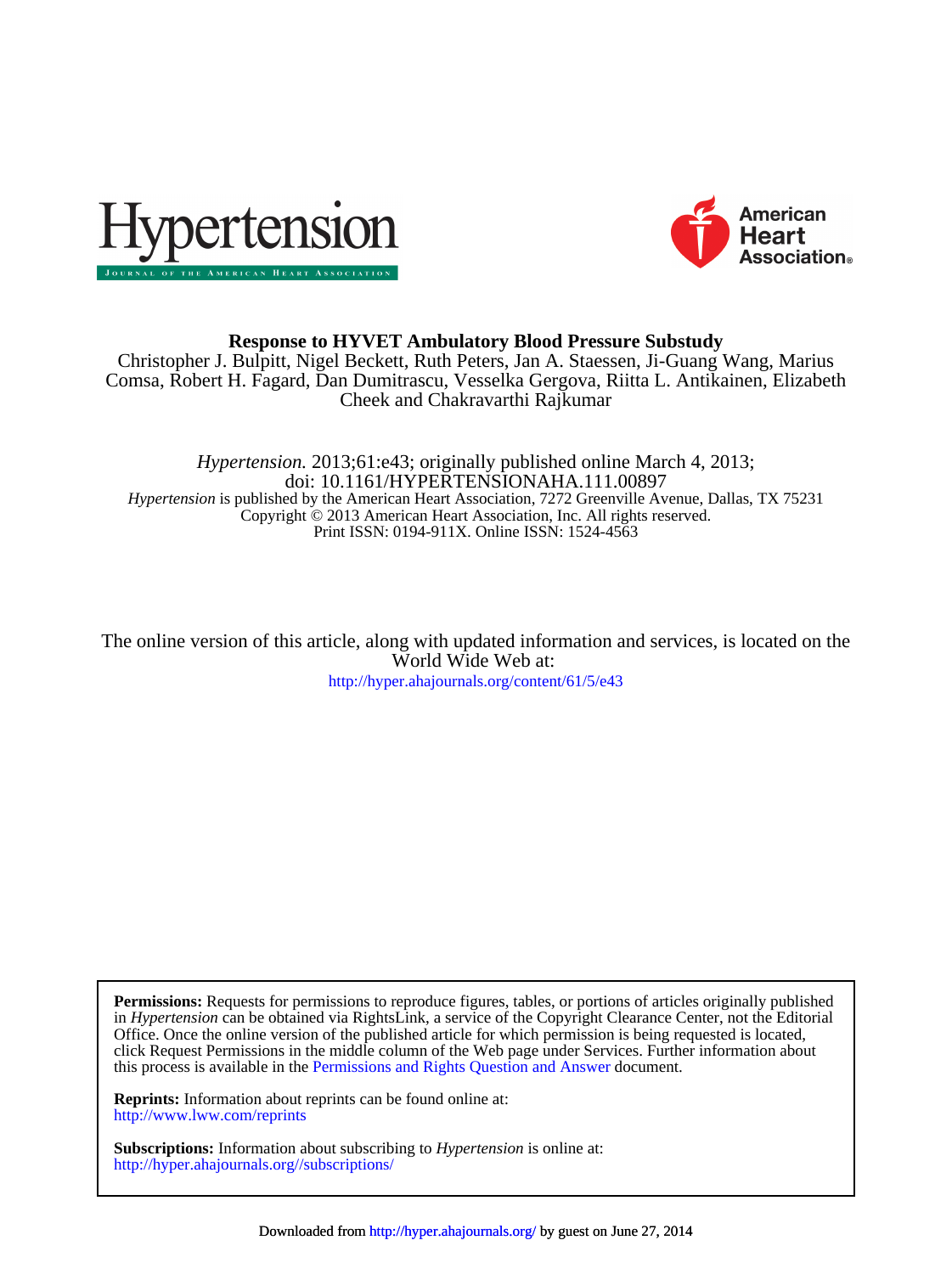**Response to HYVET Ambulatory Blood Pressure Substudy**

Christopher J. Bulpitt, Nigel Beckett, Ruth Peters, Jan A. Staessen, Ji-Guang Wang, Marius Comsa, Robert H. Fagard, Dan Dumitrascu, Vesselka Gergova, Riitta L. Antikainen, Elizabeth Cheek and Chakravarthi Rajkumar

*Hypertension.* 2013;61:e43; originally published online March 4, 2013;
doi: 10.1161/HYPERTENSIONAHA.111.00897
*Hypertension* is published by the American Heart Association, 7272 Greenville Avenue, Dallas, TX 75231
Copyright © 2013 American Heart Association, Inc. All rights reserved.
Print ISSN: 0194-911X. Online ISSN: 1524-4563

The online version of this article, along with updated information and services, is located on the World Wide Web at:
http://hyper.ahajournals.org/content/61/5/e43

**Permissions:** Requests for permissions to reproduce figures, tables, or portions of articles originally published in *Hypertension* can be obtained via RightsLink, a service of the Copyright Clearance Center, not the Editorial Office. Once the online version of the published article for which permission is being requested is located, click Request Permissions in the middle column of the Web page under Services. Further information about this process is available in the Permissions and Rights Question and Answer document.

**Reprints:** Information about reprints can be found online at:
http://www.lww.com/reprints

**Subscriptions:** Information about subscribing to *Hypertension* is online at:
http://hyper.ahajournals.org//subscriptions/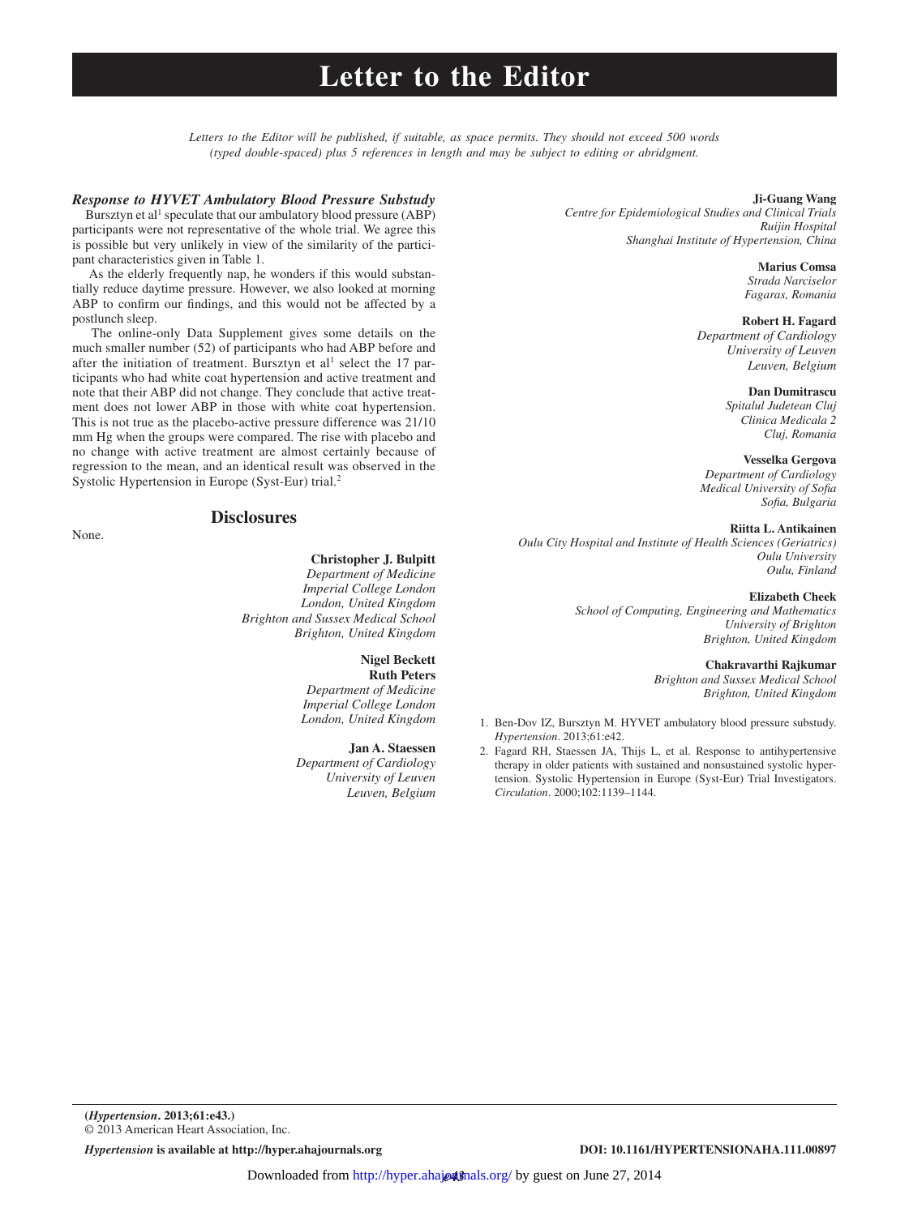# Letter to the Editor

*Letters to the Editor will be published, if suitable, as space permits. They should not exceed 500 words (typed double-spaced) plus 5 references in length and may be subject to editing or abridgment.*

## *Response to HYVET Ambulatory Blood Pressure Substudy*

Bursztyn et al[1] speculate that our ambulatory blood pressure (ABP) participants were not representative of the whole trial. We agree this is possible but very unlikely in view of the similarity of the participant characteristics given in Table 1.

As the elderly frequently nap, he wonders if this would substantially reduce daytime pressure. However, we also looked at morning ABP to confirm our findings, and this would not be affected by a postlunch sleep.

The online-only Data Supplement gives some details on the much smaller number (52) of participants who had ABP before and after the initiation of treatment. Bursztyn et al[1] select the 17 participants who had white coat hypertension and active treatment and note that their ABP did not change. They conclude that active treatment does not lower ABP in those with white coat hypertension. This is not true as the placebo-active pressure difference was 21/10 mm Hg when the groups were compared. The rise with placebo and no change with active treatment are almost certainly because of regression to the mean, and an identical result was observed in the Systolic Hypertension in Europe (Syst-Eur) trial.[2]

## Disclosures

None.

**Christopher J. Bulpitt**
*Department of Medicine*
*Imperial College London*
*London, United Kingdom*
*Brighton and Sussex Medical School*
*Brighton, United Kingdom*

**Nigel Beckett**
**Ruth Peters**
*Department of Medicine*
*Imperial College London*
*London, United Kingdom*

**Jan A. Staessen**
*Department of Cardiology*
*University of Leuven*
*Leuven, Belgium*

**Ji-Guang Wang**
*Centre for Epidemiological Studies and Clinical Trials*
*Ruijin Hospital*
*Shanghai Institute of Hypertension, China*

**Marius Comsa**
*Strada Narciselor*
*Fagaras, Romania*

**Robert H. Fagard**
*Department of Cardiology*
*University of Leuven*
*Leuven, Belgium*

**Dan Dumitrascu**
*Spitalul Judetean Cluj*
*Clinica Medicala 2*
*Cluj, Romania*

**Vesselka Gergova**
*Department of Cardiology*
*Medical University of Sofia*
*Sofia, Bulgaria*

**Riitta L. Antikainen**
*Oulu City Hospital and Institute of Health Sciences (Geriatrics)*
*Oulu University*
*Oulu, Finland*

**Elizabeth Cheek**
*School of Computing, Engineering and Mathematics*
*University of Brighton*
*Brighton, United Kingdom*

**Chakravarthi Rajkumar**
*Brighton and Sussex Medical School*
*Brighton, United Kingdom*

1. Ben-Dov IZ, Bursztyn M. HYVET ambulatory blood pressure substudy. *Hypertension*. 2013;61:e42.
2. Fagard RH, Staessen JA, Thijs L, et al. Response to antihypertensive therapy in older patients with sustained and nonsustained systolic hypertension. Systolic Hypertension in Europe (Syst-Eur) Trial Investigators. *Circulation*. 2000;102:1139–1144.

(*Hypertension*. 2013;61:e43.)
© 2013 American Heart Association, Inc.

*Hypertension* is available at http://hyper.ahajournals.org DOI: 10.1161/HYPERTENSIONAHA.111.00897